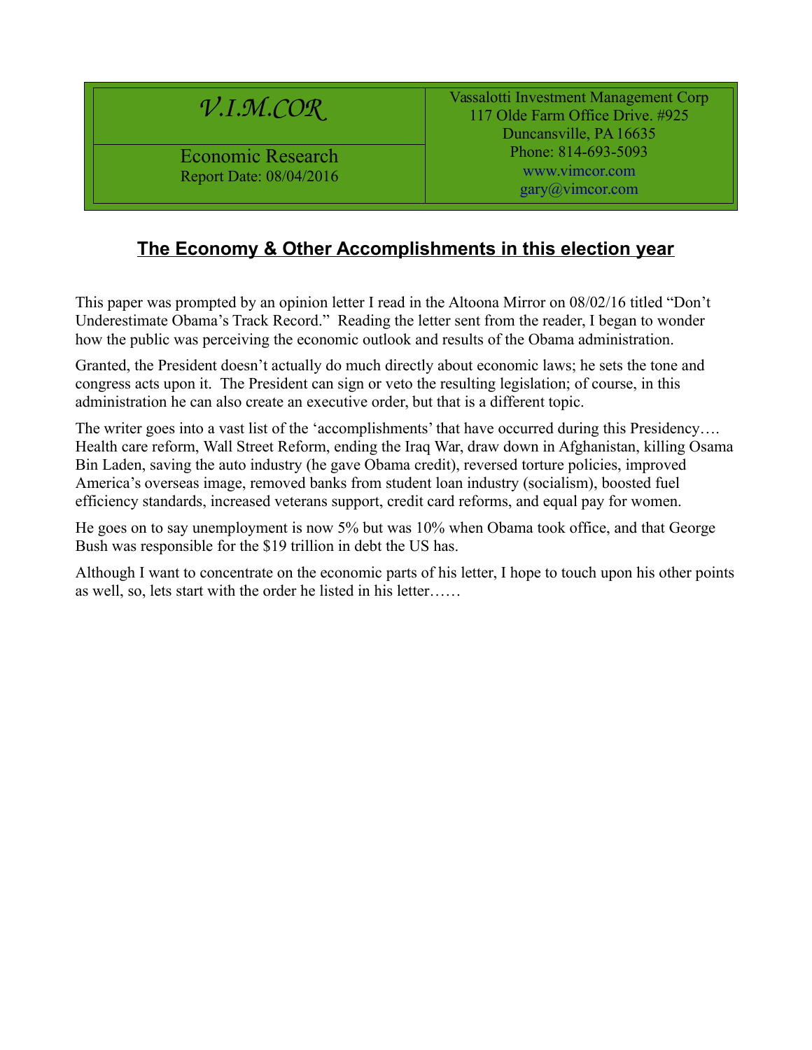| V.I.M.COR | Vassalotti Investment Management Corp<br>117 Olde Farm Office Drive. #925<br>Duncansville, PA 16635<br>Phone: 814-693-5093<br>www.vimcor.com<br>gary@vimcor.com |
| --- | --- |
| Economic Research<br>Report Date: 08/04/2016 | |

## The Economy & Other Accomplishments in this election year

This paper was prompted by an opinion letter I read in the Altoona Mirror on 08/02/16 titled "Don't Underestimate Obama's Track Record." Reading the letter sent from the reader, I began to wonder how the public was perceiving the economic outlook and results of the Obama administration.

Granted, the President doesn't actually do much directly about economic laws; he sets the tone and congress acts upon it. The President can sign or veto the resulting legislation; of course, in this administration he can also create an executive order, but that is a different topic.

The writer goes into a vast list of the 'accomplishments' that have occurred during this Presidency…. Health care reform, Wall Street Reform, ending the Iraq War, draw down in Afghanistan, killing Osama Bin Laden, saving the auto industry (he gave Obama credit), reversed torture policies, improved America's overseas image, removed banks from student loan industry (socialism), boosted fuel efficiency standards, increased veterans support, credit card reforms, and equal pay for women.

He goes on to say unemployment is now 5% but was 10% when Obama took office, and that George Bush was responsible for the $19 trillion in debt the US has.

Although I want to concentrate on the economic parts of his letter, I hope to touch upon his other points as well, so, lets start with the order he listed in his letter……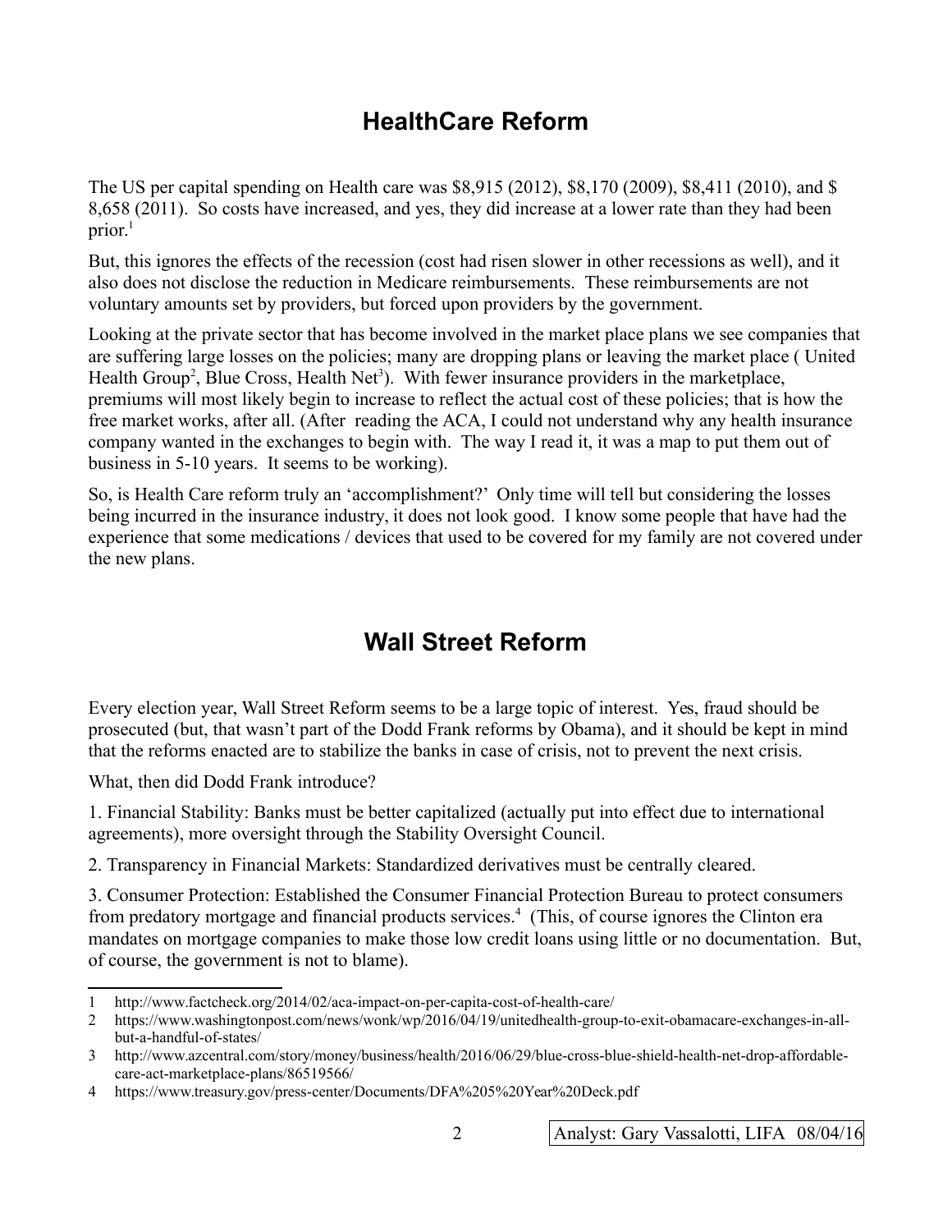## HealthCare Reform

The US per capital spending on Health care was $8,915 (2012), $8,170 (2009), $8,411 (2010), and $ 8,658 (2011). So costs have increased, and yes, they did increase at a lower rate than they had been prior.[1]

But, this ignores the effects of the recession (cost had risen slower in other recessions as well), and it also does not disclose the reduction in Medicare reimbursements. These reimbursements are not voluntary amounts set by providers, but forced upon providers by the government.

Looking at the private sector that has become involved in the market place plans we see companies that are suffering large losses on the policies; many are dropping plans or leaving the market place ( United Health Group[2], Blue Cross, Health Net[3]). With fewer insurance providers in the marketplace, premiums will most likely begin to increase to reflect the actual cost of these policies; that is how the free market works, after all. (After reading the ACA, I could not understand why any health insurance company wanted in the exchanges to begin with. The way I read it, it was a map to put them out of business in 5-10 years. It seems to be working).

So, is Health Care reform truly an 'accomplishment?' Only time will tell but considering the losses being incurred in the insurance industry, it does not look good. I know some people that have had the experience that some medications / devices that used to be covered for my family are not covered under the new plans.

## Wall Street Reform

Every election year, Wall Street Reform seems to be a large topic of interest. Yes, fraud should be prosecuted (but, that wasn't part of the Dodd Frank reforms by Obama), and it should be kept in mind that the reforms enacted are to stabilize the banks in case of crisis, not to prevent the next crisis.

What, then did Dodd Frank introduce?

1. Financial Stability: Banks must be better capitalized (actually put into effect due to international agreements), more oversight through the Stability Oversight Council.

2. Transparency in Financial Markets: Standardized derivatives must be centrally cleared.

3. Consumer Protection: Established the Consumer Financial Protection Bureau to protect consumers from predatory mortgage and financial products services.[4] (This, of course ignores the Clinton era mandates on mortgage companies to make those low credit loans using little or no documentation. But, of course, the government is not to blame).

---

1 http://www.factcheck.org/2014/02/aca-impact-on-per-capita-cost-of-health-care/

2 https://www.washingtonpost.com/news/wonk/wp/2016/04/19/unitedhealth-group-to-exit-obamacare-exchanges-in-all-but-a-handful-of-states/

3 http://www.azcentral.com/story/money/business/health/2016/06/29/blue-cross-blue-shield-health-net-drop-affordable-care-act-marketplace-plans/86519566/

4 https://www.treasury.gov/press-center/Documents/DFA%205%20Year%20Deck.pdf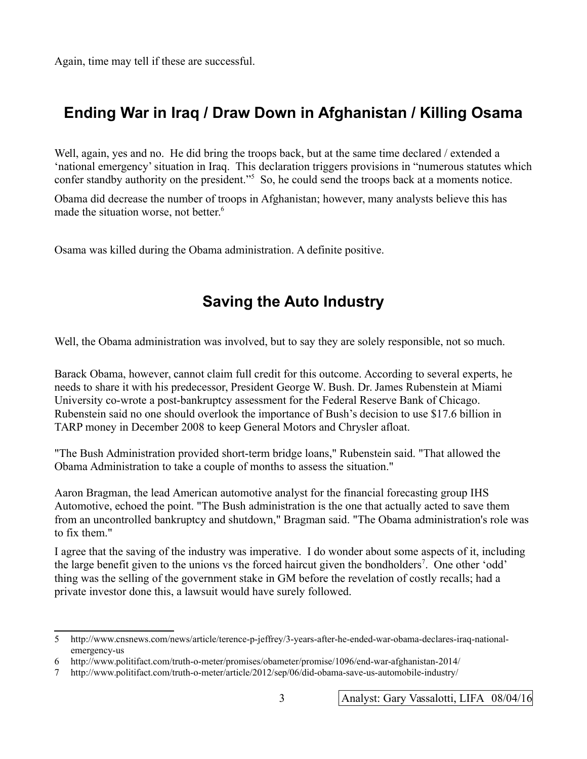Again, time may tell if these are successful.

## Ending War in Iraq / Draw Down in Afghanistan / Killing Osama

Well, again, yes and no. He did bring the troops back, but at the same time declared / extended a 'national emergency' situation in Iraq. This declaration triggers provisions in "numerous statutes which confer standby authority on the president."[5] So, he could send the troops back at a moments notice.

Obama did decrease the number of troops in Afghanistan; however, many analysts believe this has made the situation worse, not better.[6]

Osama was killed during the Obama administration. A definite positive.

## Saving the Auto Industry

Well, the Obama administration was involved, but to say they are solely responsible, not so much.

Barack Obama, however, cannot claim full credit for this outcome. According to several experts, he needs to share it with his predecessor, President George W. Bush. Dr. James Rubenstein at Miami University co-wrote a post-bankruptcy assessment for the Federal Reserve Bank of Chicago. Rubenstein said no one should overlook the importance of Bush's decision to use $17.6 billion in TARP money in December 2008 to keep General Motors and Chrysler afloat.

"The Bush Administration provided short-term bridge loans," Rubenstein said. "That allowed the Obama Administration to take a couple of months to assess the situation."

Aaron Bragman, the lead American automotive analyst for the financial forecasting group IHS Automotive, echoed the point. "The Bush administration is the one that actually acted to save them from an uncontrolled bankruptcy and shutdown," Bragman said. "The Obama administration's role was to fix them."

I agree that the saving of the industry was imperative. I do wonder about some aspects of it, including the large benefit given to the unions vs the forced haircut given the bondholders[7]. One other 'odd' thing was the selling of the government stake in GM before the revelation of costly recalls; had a private investor done this, a lawsuit would have surely followed.

---

5 http://www.cnsnews.com/news/article/terence-p-jeffrey/3-years-after-he-ended-war-obama-declares-iraq-national-emergency-us

6 http://www.politifact.com/truth-o-meter/promises/obameter/promise/1096/end-war-afghanistan-2014/

7 http://www.politifact.com/truth-o-meter/article/2012/sep/06/did-obama-save-us-automobile-industry/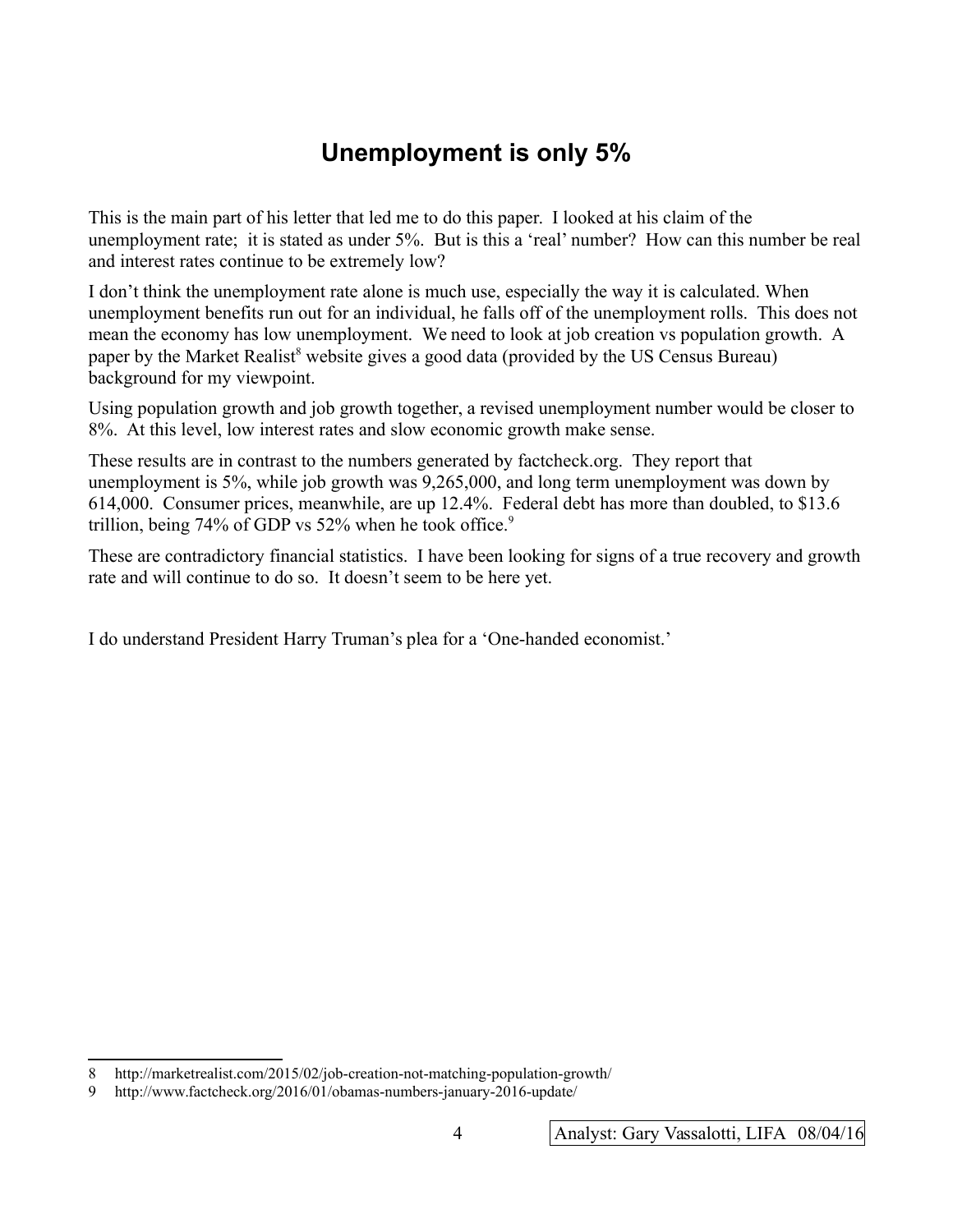# Unemployment is only 5%

This is the main part of his letter that led me to do this paper. I looked at his claim of the unemployment rate; it is stated as under 5%. But is this a 'real' number? How can this number be real and interest rates continue to be extremely low?

I don't think the unemployment rate alone is much use, especially the way it is calculated. When unemployment benefits run out for an individual, he falls off of the unemployment rolls. This does not mean the economy has low unemployment. We need to look at job creation vs population growth. A paper by the Market Realist[8] website gives a good data (provided by the US Census Bureau) background for my viewpoint.

Using population growth and job growth together, a revised unemployment number would be closer to 8%. At this level, low interest rates and slow economic growth make sense.

These results are in contrast to the numbers generated by factcheck.org. They report that unemployment is 5%, while job growth was 9,265,000, and long term unemployment was down by 614,000. Consumer prices, meanwhile, are up 12.4%. Federal debt has more than doubled, to $13.6 trillion, being 74% of GDP vs 52% when he took office.[9]

These are contradictory financial statistics. I have been looking for signs of a true recovery and growth rate and will continue to do so. It doesn't seem to be here yet.

I do understand President Harry Truman's plea for a 'One-handed economist.'

8 http://marketrealist.com/2015/02/job-creation-not-matching-population-growth/

9 http://www.factcheck.org/2016/01/obamas-numbers-january-2016-update/

Analyst: Gary Vassalotti, LIFA 08/04/16